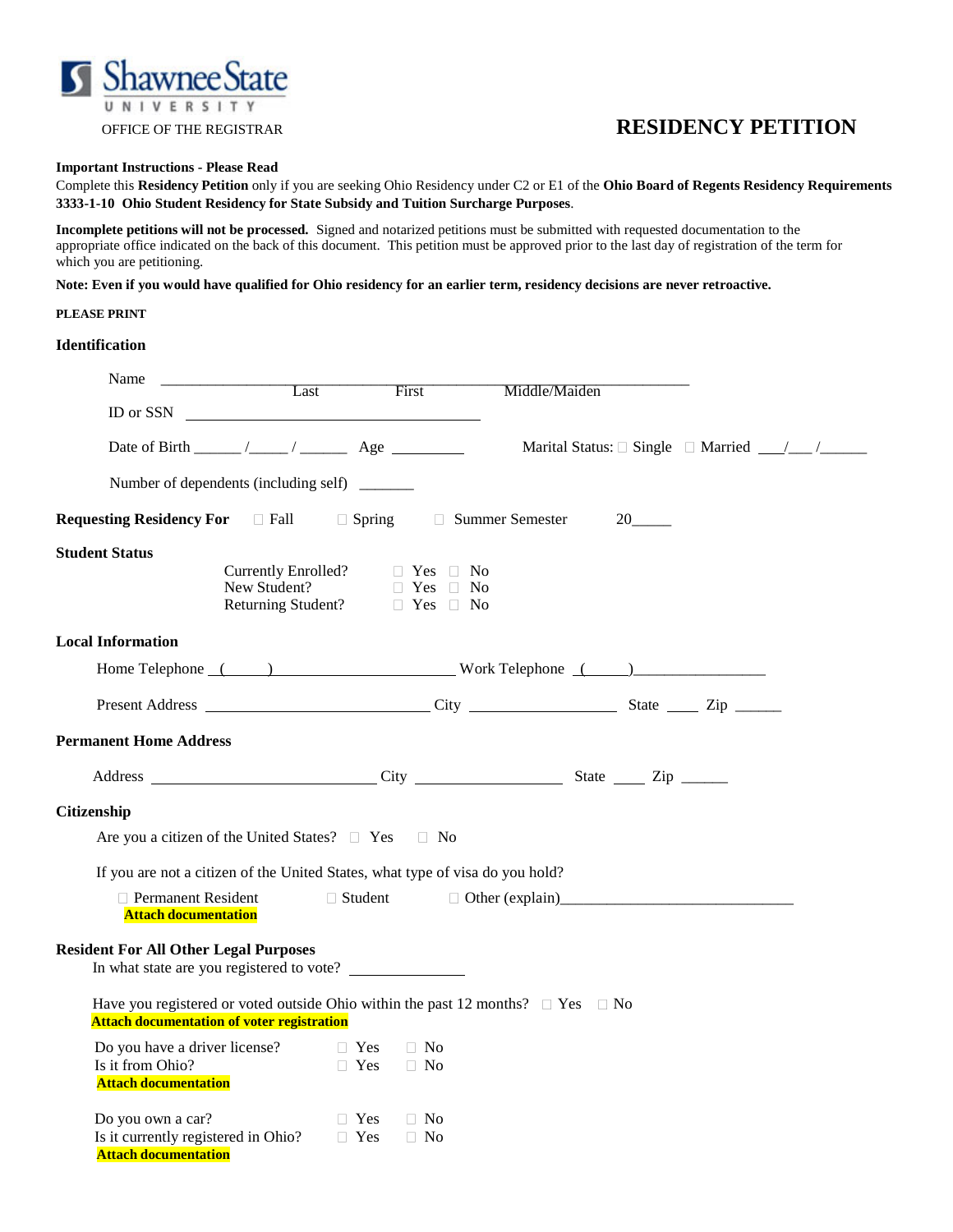Shawnee State UNIVERSITY

OFFICE OF THE REGISTRAR

# RESIDENCY PETITION

**Important Instructions - Please Read**

Complete this **Residency Petition** only if you are seeking Ohio Residency under C2 or E1 of the **Ohio Board of Regents Residency Requirements 3333-1-10 Ohio Student Residency for State Subsidy and Tuition Surcharge Purposes**.

**Incomplete petitions will not be processed.** Signed and notarized petitions must be submitted with requested documentation to the appropriate office indicated on the back of this document. This petition must be approved prior to the last day of registration of the term for which you are petitioning.

**Note: Even if you would have qualified for Ohio residency for an earlier term, residency decisions are never retroactive.**

**PLEASE PRINT**

## Identification

Name ______________________________________________________________
Last First Middle/Maiden

ID or SSN ______________________________

Date of Birth ______ /_____ / ______ Age _________ Marital Status: ☐ Single ☐ Married ___/___ /______

Number of dependents (including self) _______

**Requesting Residency For** ☐ Fall ☐ Spring ☐ Summer Semester 20_____

## Student Status

Currently Enrolled? ☐ Yes ☐ No
New Student? ☐ Yes ☐ No
Returning Student? ☐ Yes ☐ No

## Local Information

Home Telephone (_____)______________________ Work Telephone (_____)________________

Present Address ___________________________ City __________________ State ____ Zip ______

## Permanent Home Address

Address ___________________________ City __________________ State ____ Zip ______

## Citizenship

Are you a citizen of the United States? ☐ Yes ☐ No

If you are not a citizen of the United States, what type of visa do you hold?

☐ Permanent Resident ☐ Student ☐ Other (explain)_____________________________
**Attach documentation**

## Resident For All Other Legal Purposes

In what state are you registered to vote? ______________

Have you registered or voted outside Ohio within the past 12 months? ☐ Yes ☐ No
**Attach documentation of voter registration**

Do you have a driver license? ☐ Yes ☐ No
Is it from Ohio? ☐ Yes ☐ No
**Attach documentation**

Do you own a car? ☐ Yes ☐ No
Is it currently registered in Ohio? ☐ Yes ☐ No
**Attach documentation**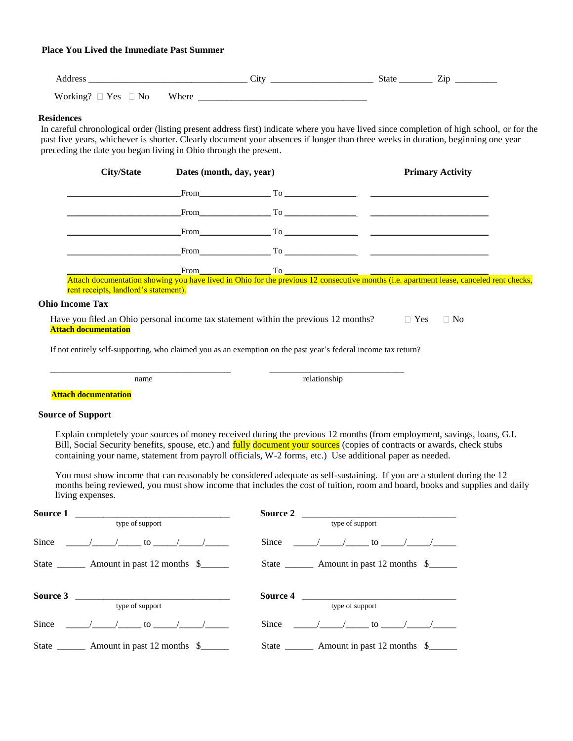**Place You Lived the Immediate Past Summer**

Address ________________________________ City _____________________ State _______ Zip _________

Working? ☐ Yes ☐ No Where ___________________________________

**Residences**

In careful chronological order (listing present address first) indicate where you have lived since completion of high school, or for the past five years, whichever is shorter. Clearly document your absences if longer than three weeks in duration, beginning one year preceding the date you began living in Ohio through the present.

| City/State | Dates (month, day, year) | | Primary Activity |
|---|---|---|---|
| ______________________ | From______________ | To ______________ | ______________________ |
| ______________________ | From______________ | To ______________ | ______________________ |
| ______________________ | From______________ | To ______________ | ______________________ |
| ______________________ | From______________ | To ______________ | ______________________ |
| ______________________ | From______________ | To ______________ | ______________________ |

Attach documentation showing you have lived in Ohio for the previous 12 consecutive months (i.e. apartment lease, canceled rent checks, rent receipts, landlord's statement).

**Ohio Income Tax**

Have you filed an Ohio personal income tax statement within the previous 12 months? ☐ Yes ☐ No

**Attach documentation**

If not entirely self-supporting, who claimed you as an exemption on the past year's federal income tax return?

________________________________________ ______________________________
name relationship

**Attach documentation**

**Source of Support**

Explain completely your sources of money received during the previous 12 months (from employment, savings, loans, G.I. Bill, Social Security benefits, spouse, etc.) and fully document your sources (copies of contracts or awards, check stubs containing your name, statement from payroll officials, W-2 forms, etc.) Use additional paper as needed.

You must show income that can reasonably be considered adequate as self-sustaining. If you are a student during the 12 months being reviewed, you must show income that includes the cost of tuition, room and board, books and supplies and daily living expenses.

**Source 1** ________________________________
type of support

Since _____/_____/_____ to _____/_____/_____

State ______ Amount in past 12 months $______

**Source 2** ________________________________
type of support

Since _____/_____/_____ to _____/_____/_____

State ______ Amount in past 12 months $______

**Source 3** ________________________________
type of support

Since _____/_____/_____ to _____/_____/_____

State ______ Amount in past 12 months $______

**Source 4** ________________________________
type of support

Since _____/_____/_____ to _____/_____/_____

State ______ Amount in past 12 months $______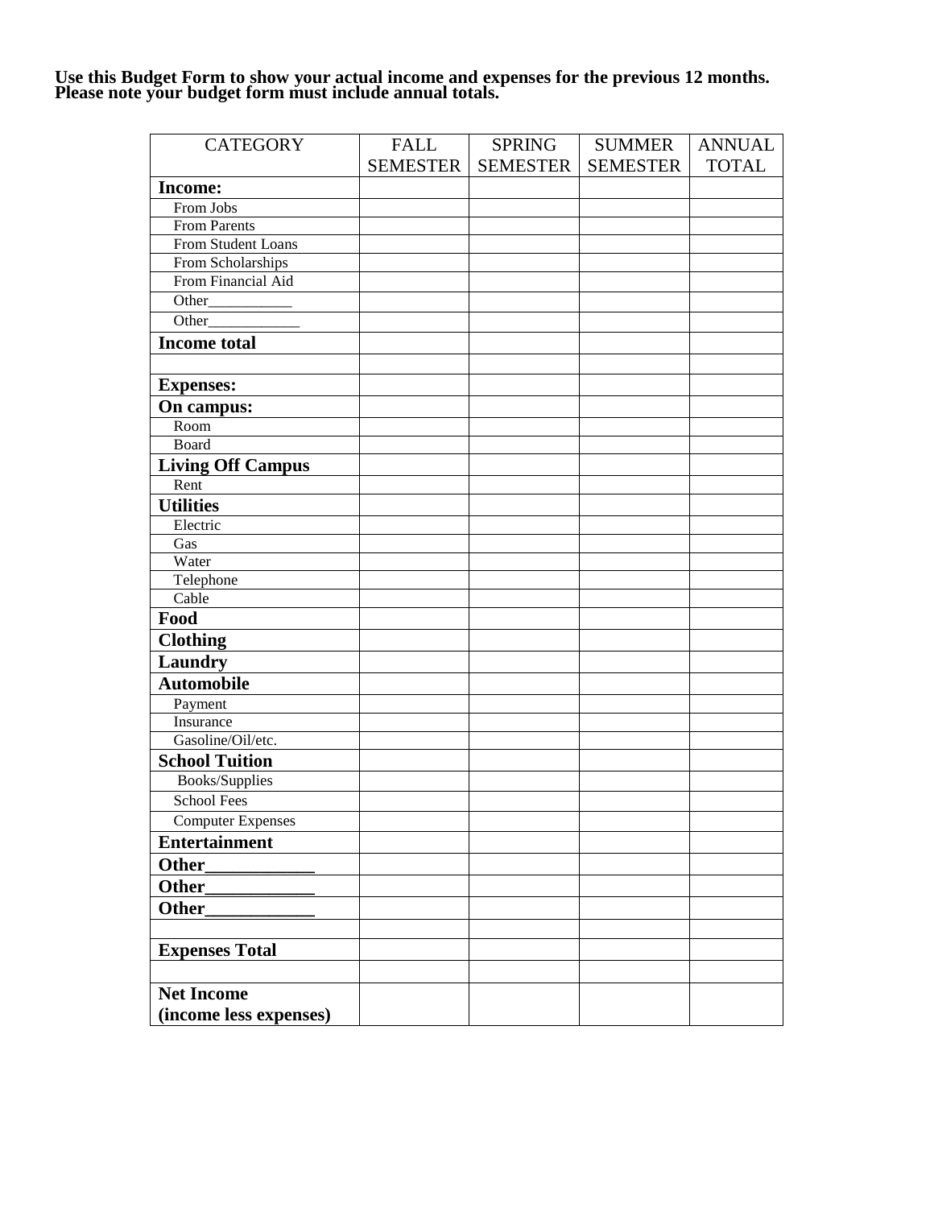**Use this Budget Form to show your actual income and expenses for the previous 12 months. Please note your budget form must include annual totals.**

| CATEGORY | FALL SEMESTER | SPRING SEMESTER | SUMMER SEMESTER | ANNUAL TOTAL |
|---|---|---|---|---|
| **Income:** | | | | |
| From Jobs | | | | |
| From Parents | | | | |
| From Student Loans | | | | |
| From Scholarships | | | | |
| From Financial Aid | | | | |
| Other___________ | | | | |
| Other____________ | | | | |
| **Income total** | | | | |
| | | | | |
| **Expenses:** | | | | |
| **On campus:** | | | | |
| Room | | | | |
| Board | | | | |
| **Living Off Campus** | | | | |
| Rent | | | | |
| **Utilities** | | | | |
| Electric | | | | |
| Gas | | | | |
| Water | | | | |
| Telephone | | | | |
| Cable | | | | |
| **Food** | | | | |
| **Clothing** | | | | |
| **Laundry** | | | | |
| **Automobile** | | | | |
| Payment | | | | |
| Insurance | | | | |
| Gasoline/Oil/etc. | | | | |
| **School Tuition** | | | | |
| Books/Supplies | | | | |
| School Fees | | | | |
| Computer Expenses | | | | |
| **Entertainment** | | | | |
| **Other____________** | | | | |
| **Other____________** | | | | |
| **Other____________** | | | | |
| | | | | |
| **Expenses Total** | | | | |
| | | | | |
| **Net Income (income less expenses)** | | | | |